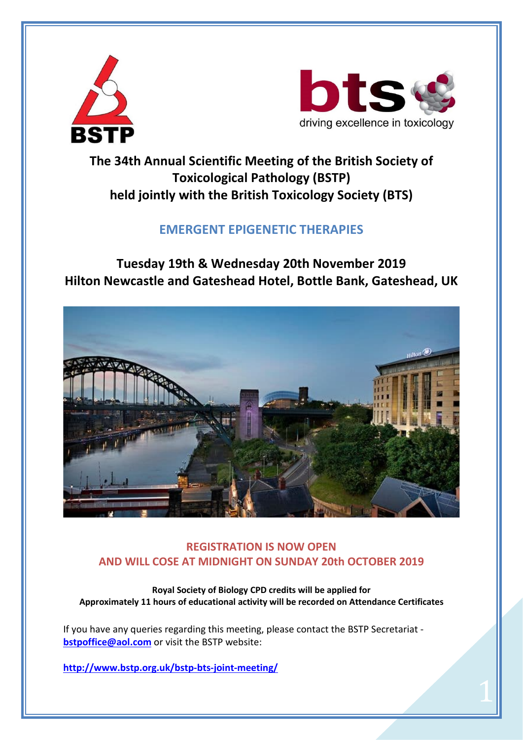BSTP

bts driving excellence in toxicology

# The 34th Annual Scientific Meeting of the British Society of Toxicological Pathology (BSTP) held jointly with the British Toxicology Society (BTS)

## EMERGENT EPIGENETIC THERAPIES

## Tuesday 19th & Wednesday 20th November 2019
## Hilton Newcastle and Gateshead Hotel, Bottle Bank, Gateshead, UK

**REGISTRATION IS NOW OPEN
AND WILL COSE AT MIDNIGHT ON SUNDAY 20th OCTOBER 2019**

**Royal Society of Biology CPD credits will be applied for
Approximately 11 hours of educational activity will be recorded on Attendance Certificates**

If you have any queries regarding this meeting, please contact the BSTP Secretariat - **bstpoffice@aol.com** or visit the BSTP website:

**http://www.bstp.org.uk/bstp-bts-joint-meeting/**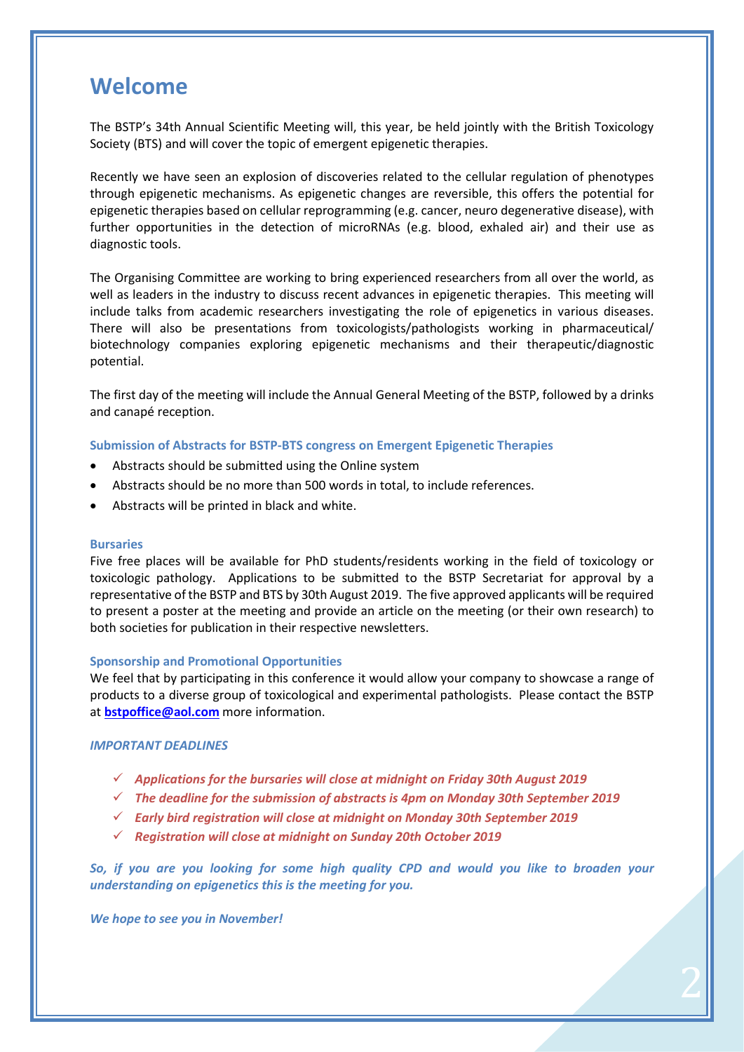# Welcome

The BSTP's 34th Annual Scientific Meeting will, this year, be held jointly with the British Toxicology Society (BTS) and will cover the topic of emergent epigenetic therapies.

Recently we have seen an explosion of discoveries related to the cellular regulation of phenotypes through epigenetic mechanisms. As epigenetic changes are reversible, this offers the potential for epigenetic therapies based on cellular reprogramming (e.g. cancer, neuro degenerative disease), with further opportunities in the detection of microRNAs (e.g. blood, exhaled air) and their use as diagnostic tools.

The Organising Committee are working to bring experienced researchers from all over the world, as well as leaders in the industry to discuss recent advances in epigenetic therapies. This meeting will include talks from academic researchers investigating the role of epigenetics in various diseases. There will also be presentations from toxicologists/pathologists working in pharmaceutical/ biotechnology companies exploring epigenetic mechanisms and their therapeutic/diagnostic potential.

The first day of the meeting will include the Annual General Meeting of the BSTP, followed by a drinks and canapé reception.

### Submission of Abstracts for BSTP-BTS congress on Emergent Epigenetic Therapies

- Abstracts should be submitted using the Online system
- Abstracts should be no more than 500 words in total, to include references.
- Abstracts will be printed in black and white.

### Bursaries

Five free places will be available for PhD students/residents working in the field of toxicology or toxicologic pathology. Applications to be submitted to the BSTP Secretariat for approval by a representative of the BSTP and BTS by 30th August 2019. The five approved applicants will be required to present a poster at the meeting and provide an article on the meeting (or their own research) to both societies for publication in their respective newsletters.

### Sponsorship and Promotional Opportunities

We feel that by participating in this conference it would allow your company to showcase a range of products to a diverse group of toxicological and experimental pathologists. Please contact the BSTP at **bstpoffice@aol.com** more information.

***IMPORTANT DEADLINES***

- ✓ ***Applications for the bursaries will close at midnight on Friday 30th August 2019***
- ✓ ***The deadline for the submission of abstracts is 4pm on Monday 30th September 2019***
- ✓ ***Early bird registration will close at midnight on Monday 30th September 2019***
- ✓ ***Registration will close at midnight on Sunday 20th October 2019***

***So, if you are you looking for some high quality CPD and would you like to broaden your understanding on epigenetics this is the meeting for you.***

***We hope to see you in November!***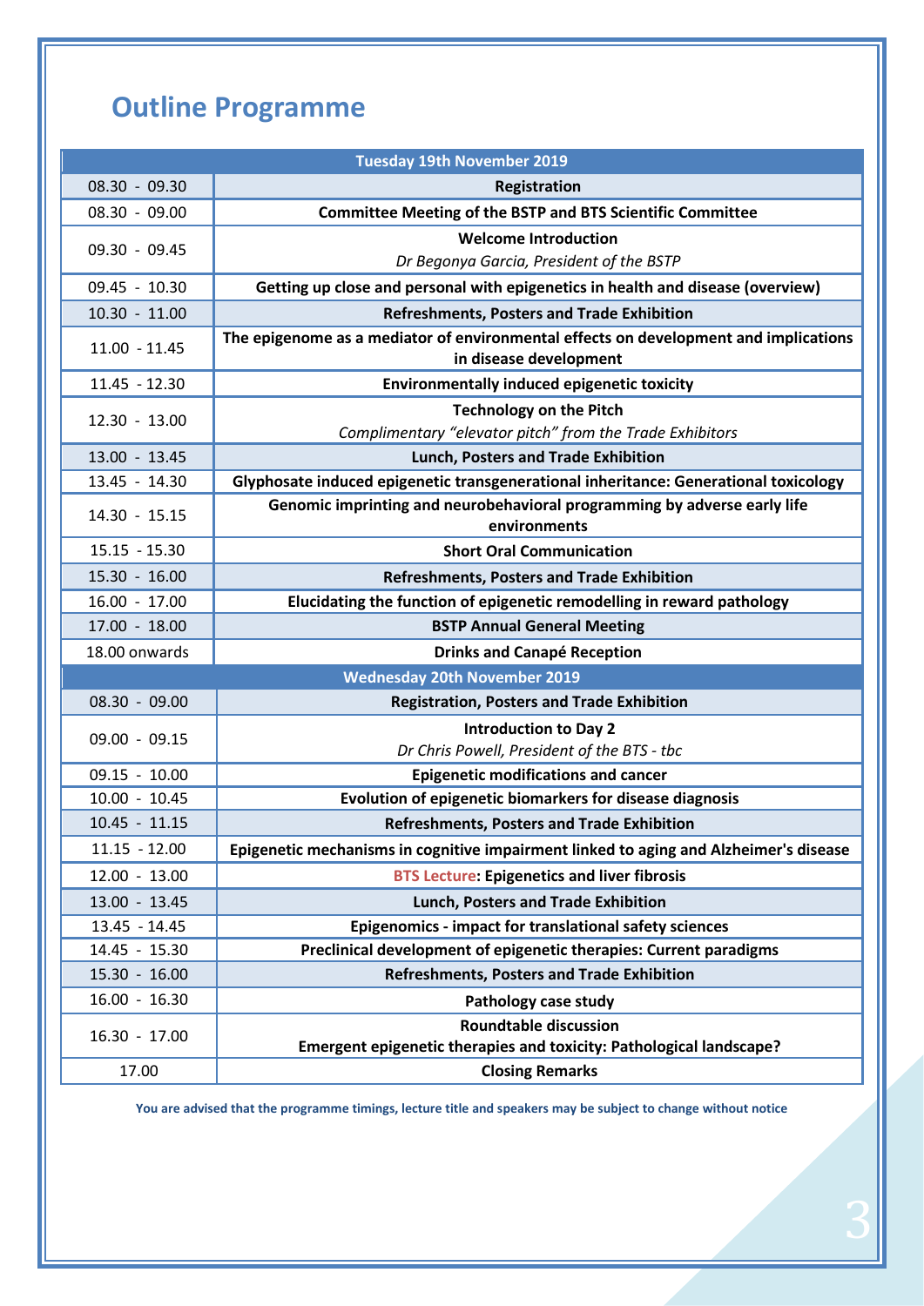# Outline Programme

| Tuesday 19th November 2019 | |
|---|---|
| 08.30 - 09.30 | **Registration** |
| 08.30 - 09.00 | **Committee Meeting of the BSTP and BTS Scientific Committee** |
| 09.30 - 09.45 | **Welcome Introduction**<br>*Dr Begonya Garcia, President of the BSTP* |
| 09.45 - 10.30 | **Getting up close and personal with epigenetics in health and disease (overview)** |
| 10.30 - 11.00 | **Refreshments, Posters and Trade Exhibition** |
| 11.00 - 11.45 | **The epigenome as a mediator of environmental effects on development and implications in disease development** |
| 11.45 - 12.30 | **Environmentally induced epigenetic toxicity** |
| 12.30 - 13.00 | **Technology on the Pitch**<br>*Complimentary "elevator pitch" from the Trade Exhibitors* |
| 13.00 - 13.45 | **Lunch, Posters and Trade Exhibition** |
| 13.45 - 14.30 | **Glyphosate induced epigenetic transgenerational inheritance: Generational toxicology** |
| 14.30 - 15.15 | **Genomic imprinting and neurobehavioral programming by adverse early life environments** |
| 15.15 - 15.30 | **Short Oral Communication** |
| 15.30 - 16.00 | **Refreshments, Posters and Trade Exhibition** |
| 16.00 - 17.00 | **Elucidating the function of epigenetic remodelling in reward pathology** |
| 17.00 - 18.00 | **BSTP Annual General Meeting** |
| 18.00 onwards | **Drinks and Canapé Reception** |
| **Wednesday 20th November 2019** | |
| 08.30 - 09.00 | **Registration, Posters and Trade Exhibition** |
| 09.00 - 09.15 | **Introduction to Day 2**<br>*Dr Chris Powell, President of the BTS - tbc* |
| 09.15 - 10.00 | **Epigenetic modifications and cancer** |
| 10.00 - 10.45 | **Evolution of epigenetic biomarkers for disease diagnosis** |
| 10.45 - 11.15 | **Refreshments, Posters and Trade Exhibition** |
| 11.15 - 12.00 | **Epigenetic mechanisms in cognitive impairment linked to aging and Alzheimer's disease** |
| 12.00 - 13.00 | **BTS Lecture: Epigenetics and liver fibrosis** |
| 13.00 - 13.45 | **Lunch, Posters and Trade Exhibition** |
| 13.45 - 14.45 | **Epigenomics - impact for translational safety sciences** |
| 14.45 - 15.30 | **Preclinical development of epigenetic therapies: Current paradigms** |
| 15.30 - 16.00 | **Refreshments, Posters and Trade Exhibition** |
| 16.00 - 16.30 | **Pathology case study** |
| 16.30 - 17.00 | **Roundtable discussion**<br>**Emergent epigenetic therapies and toxicity: Pathological landscape?** |
| 17.00 | **Closing Remarks** |

**You are advised that the programme timings, lecture title and speakers may be subject to change without notice**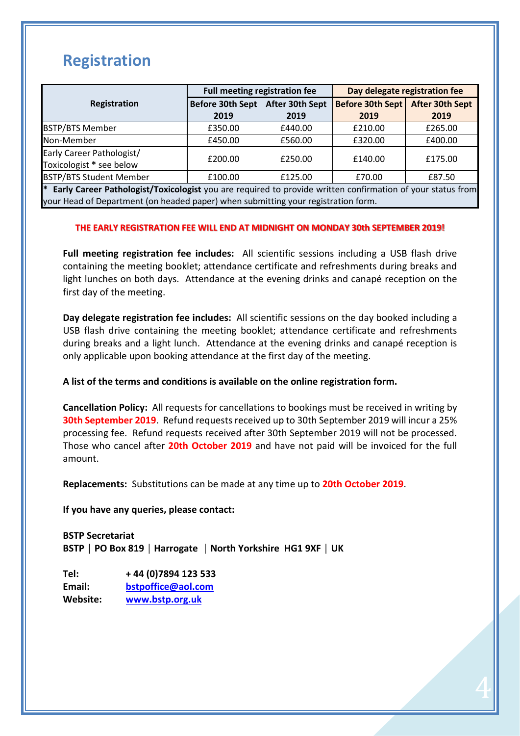# Registration

| Registration | Full meeting registration fee | | Day delegate registration fee | |
|---|---|---|---|---|
| | Before 30th Sept 2019 | After 30th Sept 2019 | Before 30th Sept 2019 | After 30th Sept 2019 |
| BSTP/BTS Member | £350.00 | £440.00 | £210.00 | £265.00 |
| Non-Member | £450.00 | £560.00 | £320.00 | £400.00 |
| Early Career Pathologist/ Toxicologist * see below | £200.00 | £250.00 | £140.00 | £175.00 |
| BSTP/BTS Student Member | £100.00 | £125.00 | £70.00 | £87.50 |

\* **Early Career Pathologist/Toxicologist** you are required to provide written confirmation of your status from your Head of Department (on headed paper) when submitting your registration form.

**THE EARLY REGISTRATION FEE WILL END AT MIDNIGHT ON MONDAY 30th SEPTEMBER 2019!**

**Full meeting registration fee includes:** All scientific sessions including a USB flash drive containing the meeting booklet; attendance certificate and refreshments during breaks and light lunches on both days. Attendance at the evening drinks and canapé reception on the first day of the meeting.

**Day delegate registration fee includes:** All scientific sessions on the day booked including a USB flash drive containing the meeting booklet; attendance certificate and refreshments during breaks and a light lunch. Attendance at the evening drinks and canapé reception is only applicable upon booking attendance at the first day of the meeting.

**A list of the terms and conditions is available on the online registration form.**

**Cancellation Policy:** All requests for cancellations to bookings must be received in writing by **30th September 2019**. Refund requests received up to 30th September 2019 will incur a 25% processing fee. Refund requests received after 30th September 2019 will not be processed. Those who cancel after **20th October 2019** and have not paid will be invoiced for the full amount.

**Replacements:** Substitutions can be made at any time up to **20th October 2019**.

**If you have any queries, please contact:**

**BSTP Secretariat**
**BSTP | PO Box 819 | Harrogate | North Yorkshire HG1 9XF | UK**

**Tel:** + 44 (0)7894 123 533
**Email:** bstpoffice@aol.com
**Website:** www.bstp.org.uk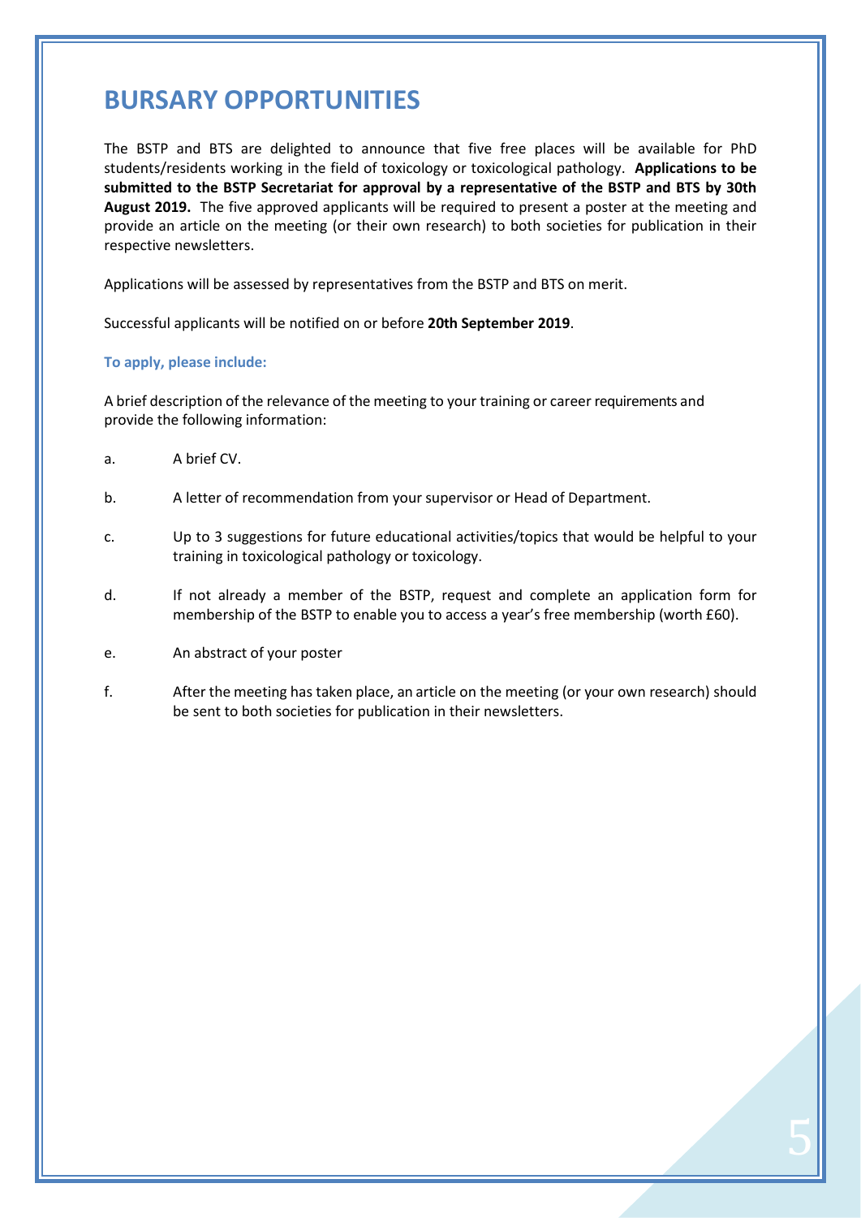# BURSARY OPPORTUNITIES

The BSTP and BTS are delighted to announce that five free places will be available for PhD students/residents working in the field of toxicology or toxicological pathology. **Applications to be submitted to the BSTP Secretariat for approval by a representative of the BSTP and BTS by 30th August 2019.** The five approved applicants will be required to present a poster at the meeting and provide an article on the meeting (or their own research) to both societies for publication in their respective newsletters.

Applications will be assessed by representatives from the BSTP and BTS on merit.

Successful applicants will be notified on or before **20th September 2019**.

### To apply, please include:

A brief description of the relevance of the meeting to your training or career requirements and provide the following information:

a. A brief CV.

b. A letter of recommendation from your supervisor or Head of Department.

c. Up to 3 suggestions for future educational activities/topics that would be helpful to your training in toxicological pathology or toxicology.

d. If not already a member of the BSTP, request and complete an application form for membership of the BSTP to enable you to access a year's free membership (worth £60).

e. An abstract of your poster

f. After the meeting has taken place, an article on the meeting (or your own research) should be sent to both societies for publication in their newsletters.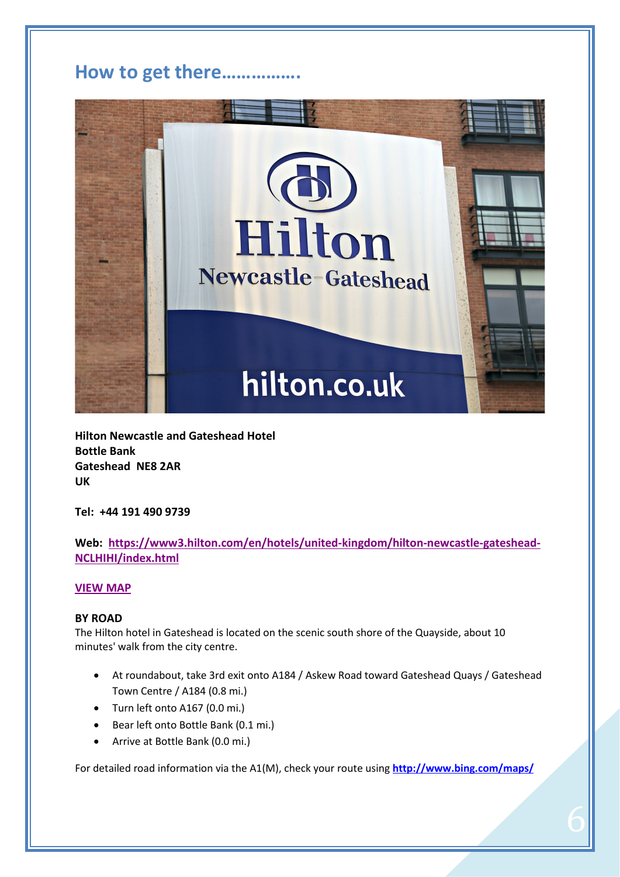## How to get there…………….

**Hilton Newcastle and Gateshead Hotel**
**Bottle Bank**
**Gateshead NE8 2AR**
**UK**

**Tel: +44 191 490 9739**

**Web: https://www3.hilton.com/en/hotels/united-kingdom/hilton-newcastle-gateshead-NCLHIHI/index.html**

**VIEW MAP**

**BY ROAD**
The Hilton hotel in Gateshead is located on the scenic south shore of the Quayside, about 10 minutes' walk from the city centre.

- At roundabout, take 3rd exit onto A184 / Askew Road toward Gateshead Quays / Gateshead Town Centre / A184 (0.8 mi.)
- Turn left onto A167 (0.0 mi.)
- Bear left onto Bottle Bank (0.1 mi.)
- Arrive at Bottle Bank (0.0 mi.)

For detailed road information via the A1(M), check your route using **http://www.bing.com/maps/**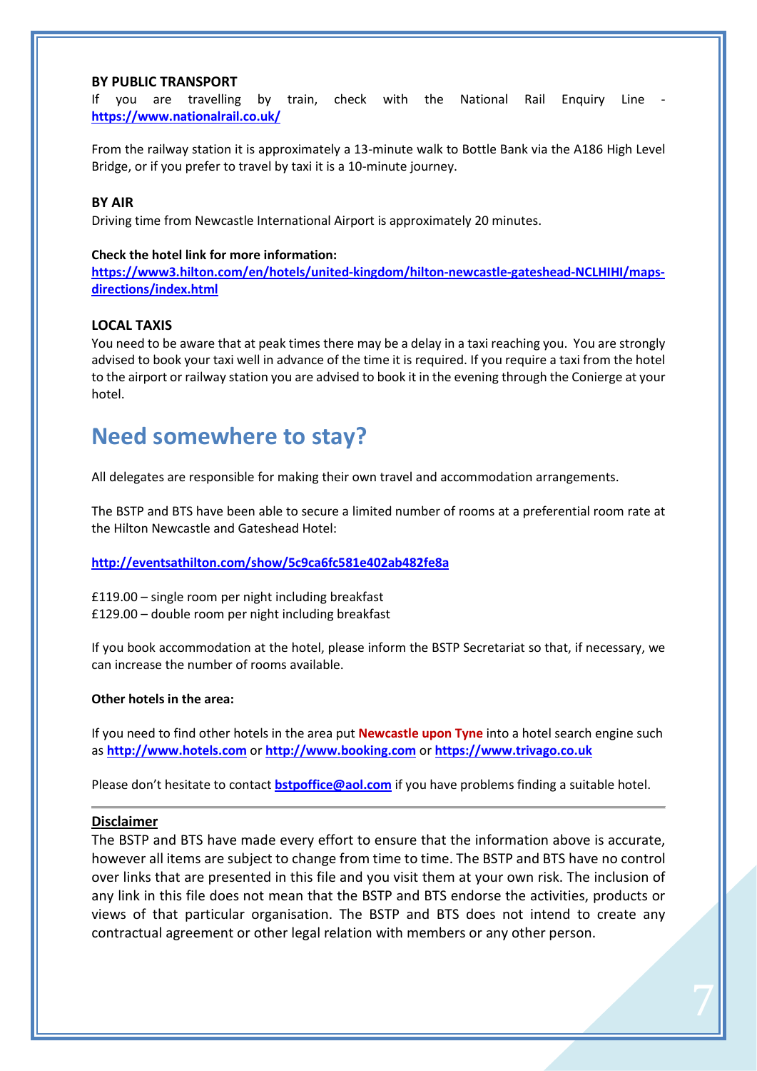**BY PUBLIC TRANSPORT**

If you are travelling by train, check with the National Rail Enquiry Line - **https://www.nationalrail.co.uk/**

From the railway station it is approximately a 13-minute walk to Bottle Bank via the A186 High Level Bridge, or if you prefer to travel by taxi it is a 10-minute journey.

**BY AIR**

Driving time from Newcastle International Airport is approximately 20 minutes.

**Check the hotel link for more information:**

**https://www3.hilton.com/en/hotels/united-kingdom/hilton-newcastle-gateshead-NCLHIHI/maps-directions/index.html**

**LOCAL TAXIS**

You need to be aware that at peak times there may be a delay in a taxi reaching you. You are strongly advised to book your taxi well in advance of the time it is required. If you require a taxi from the hotel to the airport or railway station you are advised to book it in the evening through the Conierge at your hotel.

# Need somewhere to stay?

All delegates are responsible for making their own travel and accommodation arrangements.

The BSTP and BTS have been able to secure a limited number of rooms at a preferential room rate at the Hilton Newcastle and Gateshead Hotel:

**http://eventsathilton.com/show/5c9ca6fc581e402ab482fe8a**

£119.00 – single room per night including breakfast
£129.00 – double room per night including breakfast

If you book accommodation at the hotel, please inform the BSTP Secretariat so that, if necessary, we can increase the number of rooms available.

**Other hotels in the area:**

If you need to find other hotels in the area put **Newcastle upon Tyne** into a hotel search engine such as **http://www.hotels.com** or **http://www.booking.com** or **https://www.trivago.co.uk**

Please don't hesitate to contact **bstpoffice@aol.com** if you have problems finding a suitable hotel.

---

**Disclaimer**

The BSTP and BTS have made every effort to ensure that the information above is accurate, however all items are subject to change from time to time. The BSTP and BTS have no control over links that are presented in this file and you visit them at your own risk. The inclusion of any link in this file does not mean that the BSTP and BTS endorse the activities, products or views of that particular organisation. The BSTP and BTS does not intend to create any contractual agreement or other legal relation with members or any other person.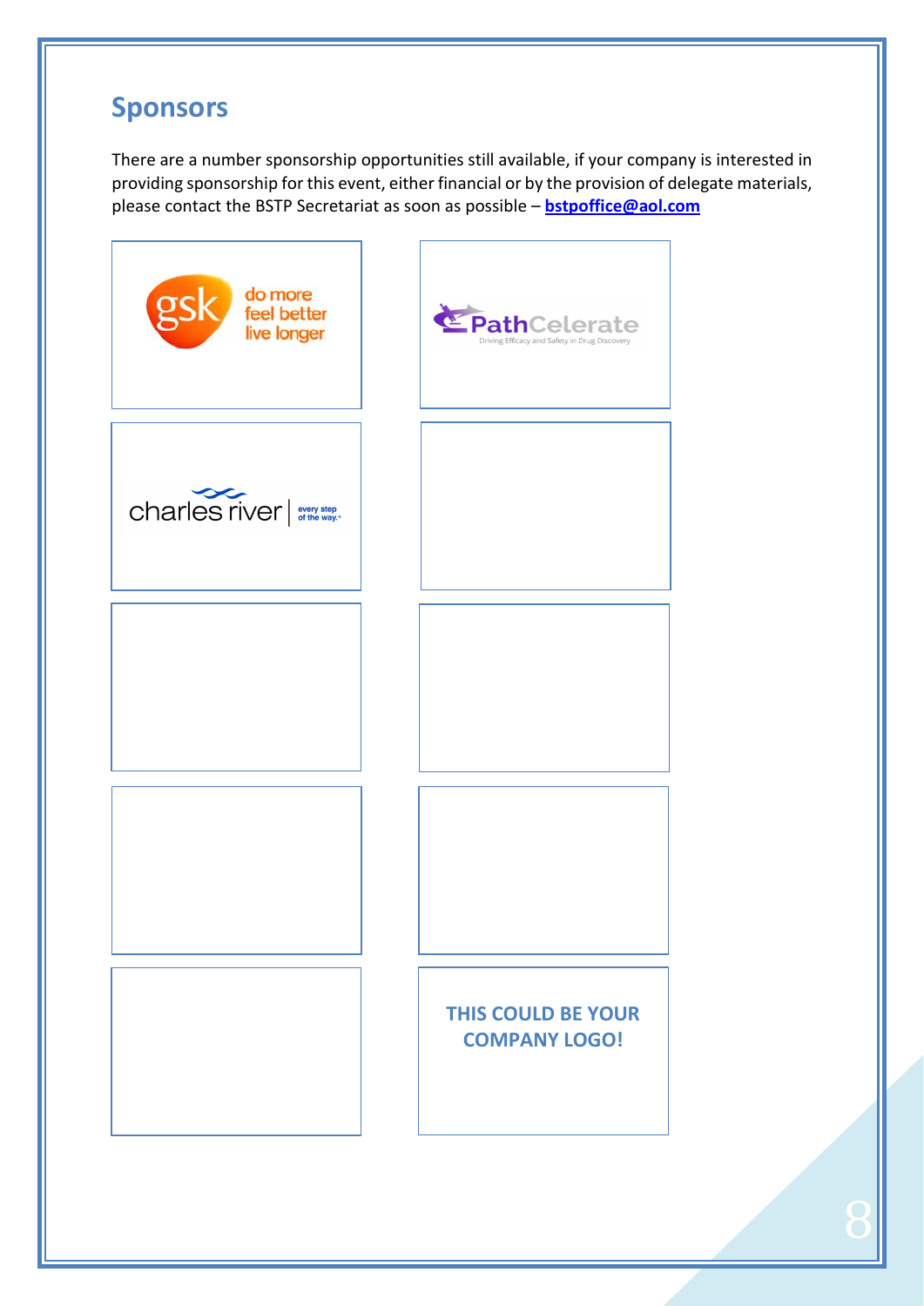## Sponsors

There are a number sponsorship opportunities still available, if your company is interested in providing sponsorship for this event, either financial or by the provision of delegate materials, please contact the BSTP Secretariat as soon as possible – **bstpoffice@aol.com**

gsk do more feel better live longer

PathCelerate Driving Efficacy and Safety in Drug Discovery

charles river every step of the way.

**THIS COULD BE YOUR COMPANY LOGO!**